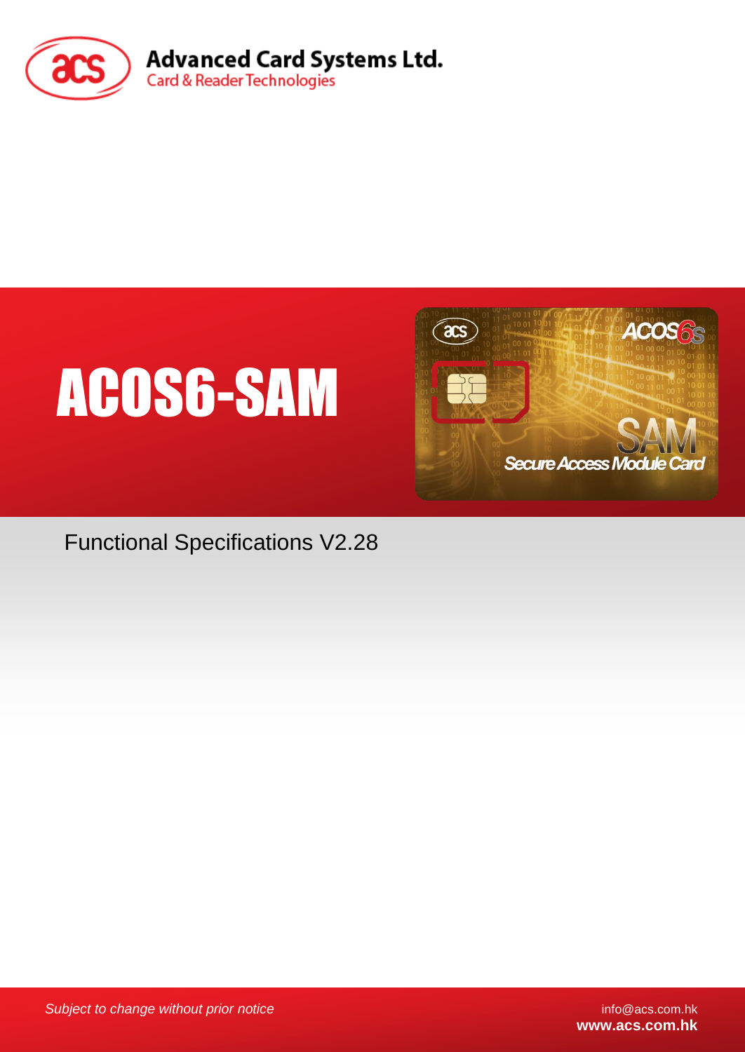Advanced Card Systems Ltd.
Card & Reader Technologies

# ACOS6-SAM

Functional Specifications V2.28

*Subject to change without prior notice*

info@acs.com.hk
**www.acs.com.hk**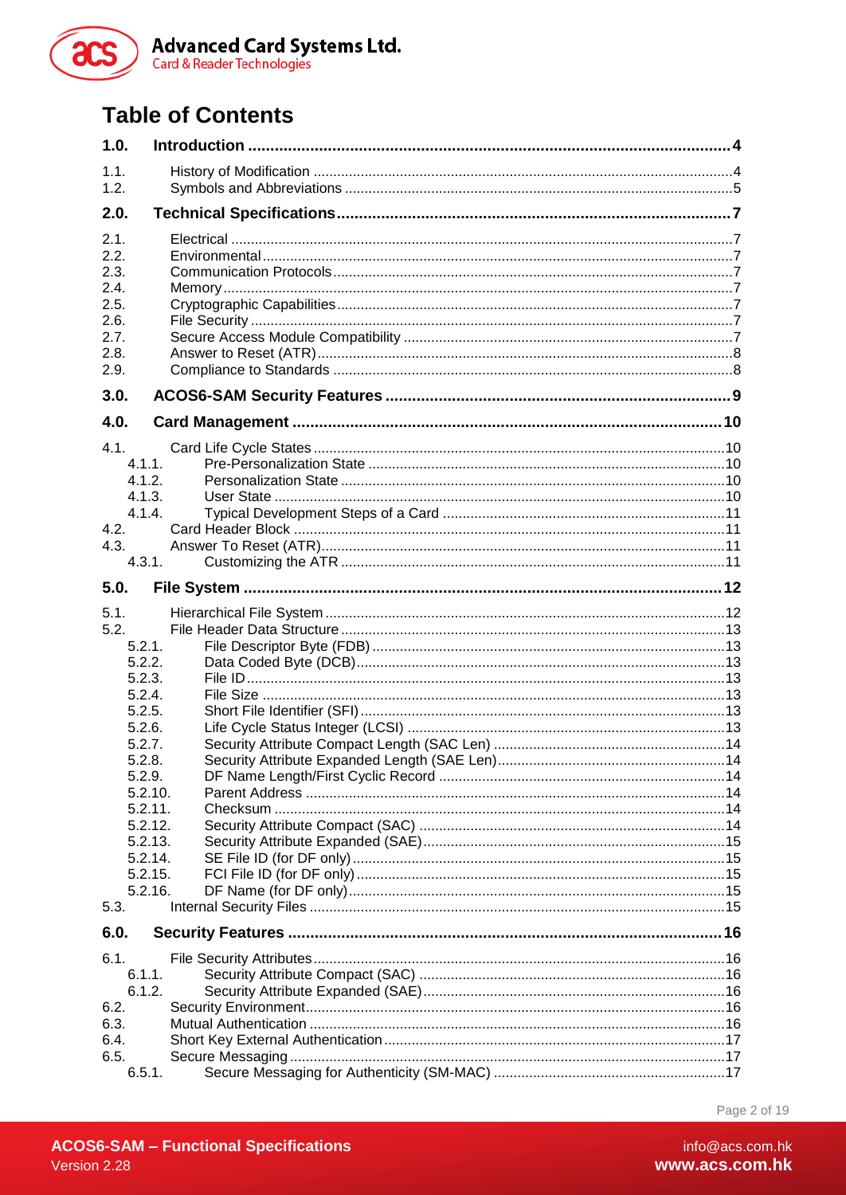# Table of Contents

**1.0. Introduction .......... 4**

1.1. History of Modification .......... 4
1.2. Symbols and Abbreviations .......... 5

**2.0. Technical Specifications .......... 7**

2.1. Electrical .......... 7
2.2. Environmental .......... 7
2.3. Communication Protocols .......... 7
2.4. Memory .......... 7
2.5. Cryptographic Capabilities .......... 7
2.6. File Security .......... 7
2.7. Secure Access Module Compatibility .......... 7
2.8. Answer to Reset (ATR) .......... 8
2.9. Compliance to Standards .......... 8

**3.0. ACOS6-SAM Security Features .......... 9**

**4.0. Card Management .......... 10**

4.1. Card Life Cycle States .......... 10
- 4.1.1. Pre-Personalization State .......... 10
- 4.1.2. Personalization State .......... 10
- 4.1.3. User State .......... 10
- 4.1.4. Typical Development Steps of a Card .......... 11

4.2. Card Header Block .......... 11
4.3. Answer To Reset (ATR) .......... 11
- 4.3.1. Customizing the ATR .......... 11

**5.0. File System .......... 12**

5.1. Hierarchical File System .......... 12
5.2. File Header Data Structure .......... 13
- 5.2.1. File Descriptor Byte (FDB) .......... 13
- 5.2.2. Data Coded Byte (DCB) .......... 13
- 5.2.3. File ID .......... 13
- 5.2.4. File Size .......... 13
- 5.2.5. Short File Identifier (SFI) .......... 13
- 5.2.6. Life Cycle Status Integer (LCSI) .......... 13
- 5.2.7. Security Attribute Compact Length (SAC Len) .......... 14
- 5.2.8. Security Attribute Expanded Length (SAE Len) .......... 14
- 5.2.9. DF Name Length/First Cyclic Record .......... 14
- 5.2.10. Parent Address .......... 14
- 5.2.11. Checksum .......... 14
- 5.2.12. Security Attribute Compact (SAC) .......... 14
- 5.2.13. Security Attribute Expanded (SAE) .......... 15
- 5.2.14. SE File ID (for DF only) .......... 15
- 5.2.15. FCI File ID (for DF only) .......... 15
- 5.2.16. DF Name (for DF only) .......... 15

5.3. Internal Security Files .......... 15

**6.0. Security Features .......... 16**

6.1. File Security Attributes .......... 16
- 6.1.1. Security Attribute Compact (SAC) .......... 16
- 6.1.2. Security Attribute Expanded (SAE) .......... 16

6.2. Security Environment .......... 16
6.3. Mutual Authentication .......... 16
6.4. Short Key External Authentication .......... 17
6.5. Secure Messaging .......... 17
- 6.5.1. Secure Messaging for Authenticity (SM-MAC) .......... 17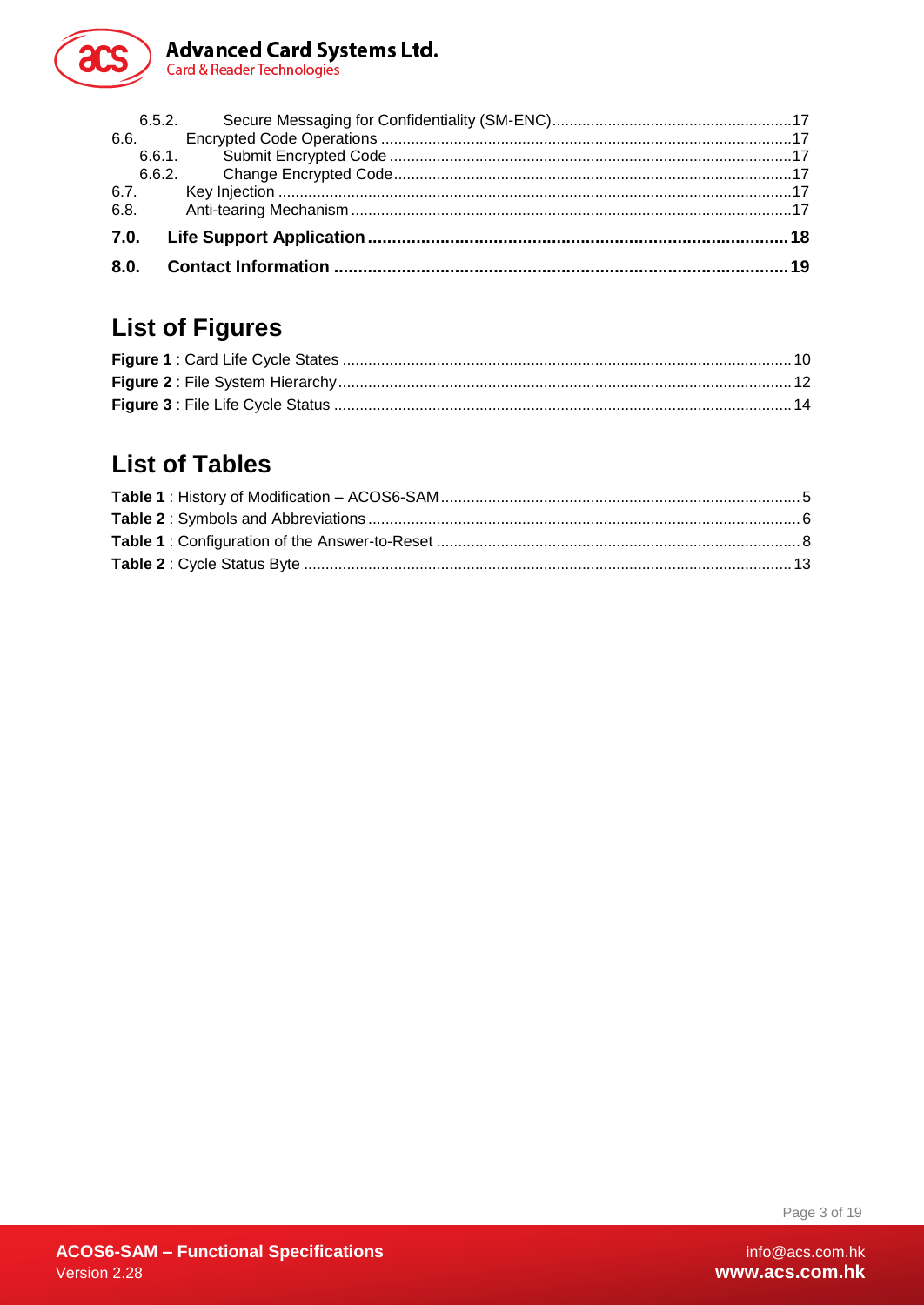6.5.2. Secure Messaging for Confidentiality (SM-ENC) ......17
6.6. Encrypted Code Operations ......17
6.6.1. Submit Encrypted Code ......17
6.6.2. Change Encrypted Code ......17
6.7. Key Injection ......17
6.8. Anti-tearing Mechanism ......17

**7.0. Life Support Application ......18**

**8.0. Contact Information ......19**

## List of Figures

**Figure 1** : Card Life Cycle States ......10
**Figure 2** : File System Hierarchy ......12
**Figure 3** : File Life Cycle Status ......14

## List of Tables

**Table 1** : History of Modification – ACOS6-SAM ......5
**Table 2** : Symbols and Abbreviations ......6
**Table 1** : Configuration of the Answer-to-Reset ......8
**Table 2** : Cycle Status Byte ......13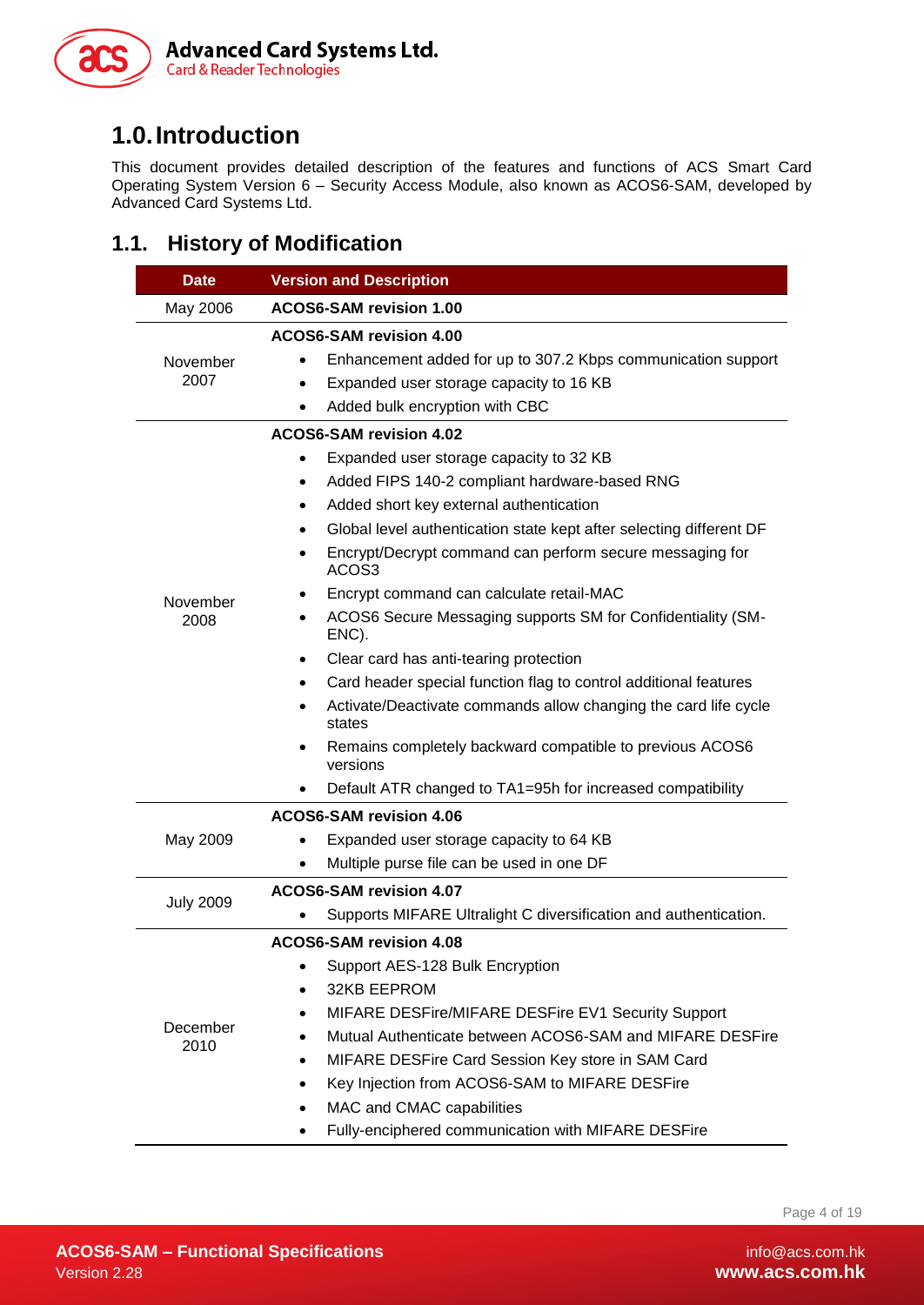# 1.0. Introduction

This document provides detailed description of the features and functions of ACS Smart Card Operating System Version 6 – Security Access Module, also known as ACOS6-SAM, developed by Advanced Card Systems Ltd.

## 1.1. History of Modification

| Date | Version and Description |
|---|---|
| May 2006 | **ACOS6-SAM revision 1.00** |
| November 2007 | **ACOS6-SAM revision 4.00**<br>• Enhancement added for up to 307.2 Kbps communication support<br>• Expanded user storage capacity to 16 KB<br>• Added bulk encryption with CBC |
| November 2008 | **ACOS6-SAM revision 4.02**<br>• Expanded user storage capacity to 32 KB<br>• Added FIPS 140-2 compliant hardware-based RNG<br>• Added short key external authentication<br>• Global level authentication state kept after selecting different DF<br>• Encrypt/Decrypt command can perform secure messaging for ACOS3<br>• Encrypt command can calculate retail-MAC<br>• ACOS6 Secure Messaging supports SM for Confidentiality (SM-ENC).<br>• Clear card has anti-tearing protection<br>• Card header special function flag to control additional features<br>• Activate/Deactivate commands allow changing the card life cycle states<br>• Remains completely backward compatible to previous ACOS6 versions<br>• Default ATR changed to TA1=95h for increased compatibility |
| May 2009 | **ACOS6-SAM revision 4.06**<br>• Expanded user storage capacity to 64 KB<br>• Multiple purse file can be used in one DF |
| July 2009 | **ACOS6-SAM revision 4.07**<br>• Supports MIFARE Ultralight C diversification and authentication. |
| December 2010 | **ACOS6-SAM revision 4.08**<br>• Support AES-128 Bulk Encryption<br>• 32KB EEPROM<br>• MIFARE DESFire/MIFARE DESFire EV1 Security Support<br>• Mutual Authenticate between ACOS6-SAM and MIFARE DESFire<br>• MIFARE DESFire Card Session Key store in SAM Card<br>• Key Injection from ACOS6-SAM to MIFARE DESFire<br>• MAC and CMAC capabilities<br>• Fully-enciphered communication with MIFARE DESFire |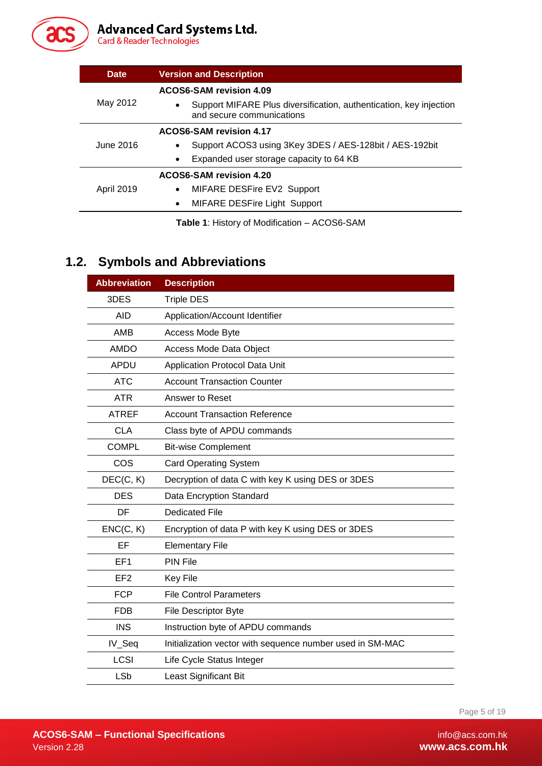| Date | Version and Description |
| --- | --- |
| May 2012 | **ACOS6-SAM revision 4.09**<br>• Support MIFARE Plus diversification, authentication, key injection and secure communications |
| June 2016 | **ACOS6-SAM revision 4.17**<br>• Support ACOS3 using 3Key 3DES / AES-128bit / AES-192bit<br>• Expanded user storage capacity to 64 KB |
| April 2019 | **ACOS6-SAM revision 4.20**<br>• MIFARE DESFire EV2 Support<br>• MIFARE DESFire Light Support |

**Table 1**: History of Modification – ACOS6-SAM

## 1.2. Symbols and Abbreviations

| Abbreviation | Description |
| --- | --- |
| 3DES | Triple DES |
| AID | Application/Account Identifier |
| AMB | Access Mode Byte |
| AMDO | Access Mode Data Object |
| APDU | Application Protocol Data Unit |
| ATC | Account Transaction Counter |
| ATR | Answer to Reset |
| ATREF | Account Transaction Reference |
| CLA | Class byte of APDU commands |
| COMPL | Bit-wise Complement |
| COS | Card Operating System |
| DEC(C, K) | Decryption of data C with key K using DES or 3DES |
| DES | Data Encryption Standard |
| DF | Dedicated File |
| ENC(C, K) | Encryption of data P with key K using DES or 3DES |
| EF | Elementary File |
| EF1 | PIN File |
| EF2 | Key File |
| FCP | File Control Parameters |
| FDB | File Descriptor Byte |
| INS | Instruction byte of APDU commands |
| IV_Seq | Initialization vector with sequence number used in SM-MAC |
| LCSI | Life Cycle Status Integer |
| LSb | Least Significant Bit |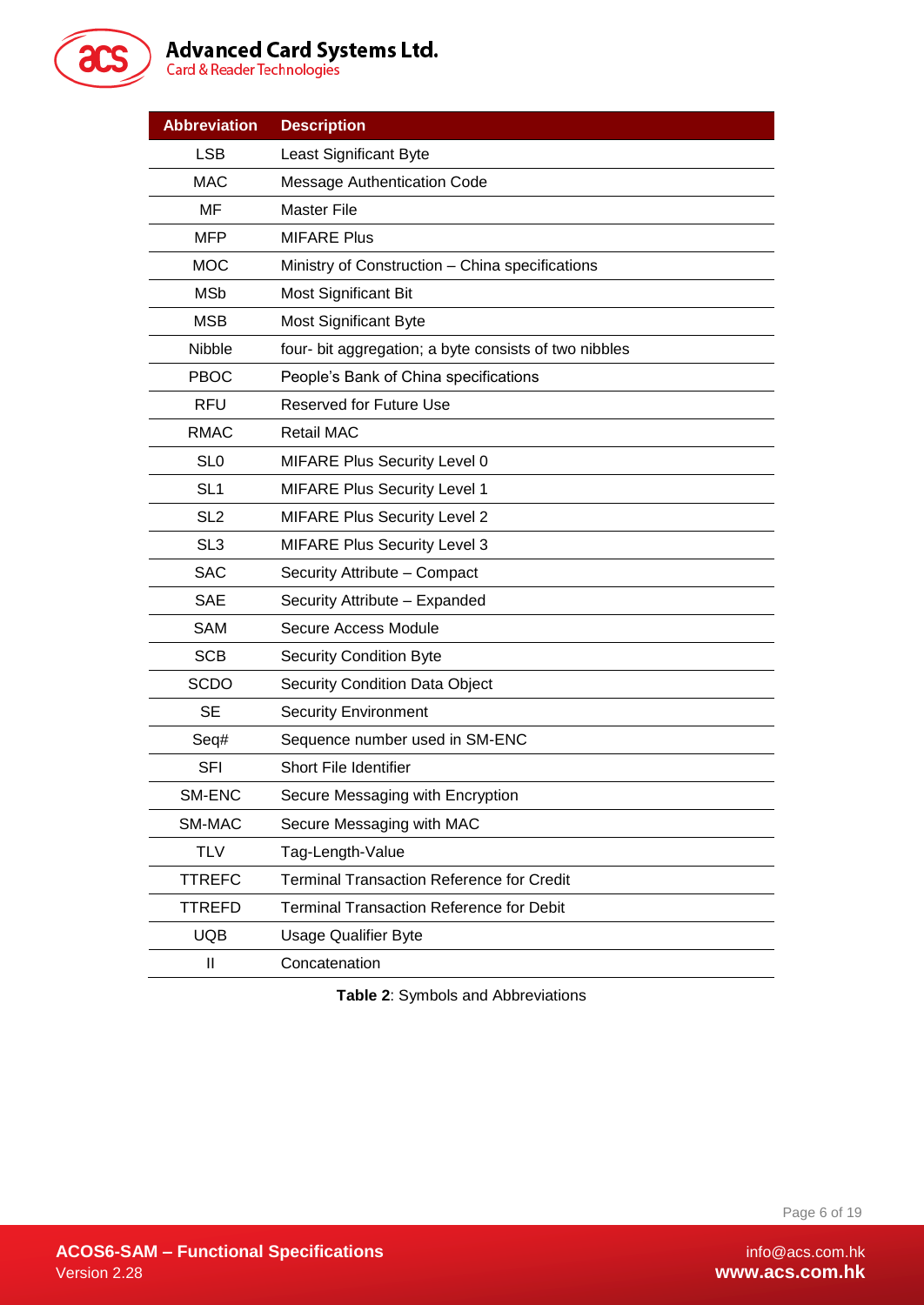| Abbreviation | Description |
|---|---|
| LSB | Least Significant Byte |
| MAC | Message Authentication Code |
| MF | Master File |
| MFP | MIFARE Plus |
| MOC | Ministry of Construction – China specifications |
| MSb | Most Significant Bit |
| MSB | Most Significant Byte |
| Nibble | four- bit aggregation; a byte consists of two nibbles |
| PBOC | People's Bank of China specifications |
| RFU | Reserved for Future Use |
| RMAC | Retail MAC |
| SL0 | MIFARE Plus Security Level 0 |
| SL1 | MIFARE Plus Security Level 1 |
| SL2 | MIFARE Plus Security Level 2 |
| SL3 | MIFARE Plus Security Level 3 |
| SAC | Security Attribute – Compact |
| SAE | Security Attribute – Expanded |
| SAM | Secure Access Module |
| SCB | Security Condition Byte |
| SCDO | Security Condition Data Object |
| SE | Security Environment |
| Seq# | Sequence number used in SM-ENC |
| SFI | Short File Identifier |
| SM-ENC | Secure Messaging with Encryption |
| SM-MAC | Secure Messaging with MAC |
| TLV | Tag-Length-Value |
| TTREFC | Terminal Transaction Reference for Credit |
| TTREFD | Terminal Transaction Reference for Debit |
| UQB | Usage Qualifier Byte |
| ll | Concatenation |

**Table 2**: Symbols and Abbreviations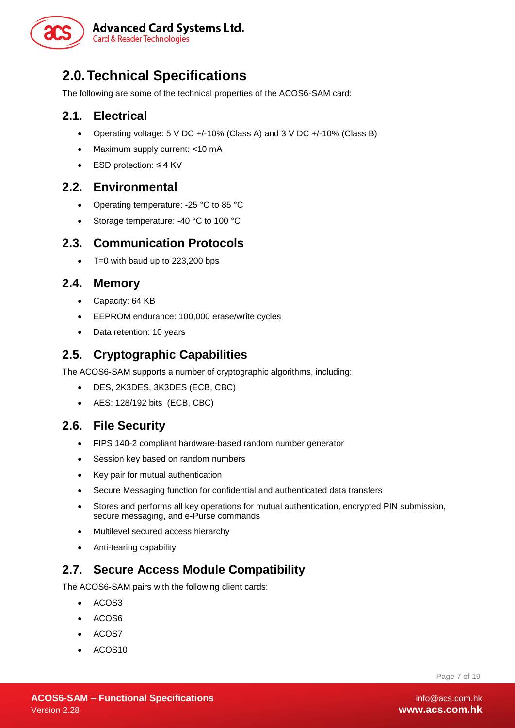# 2.0. Technical Specifications

The following are some of the technical properties of the ACOS6-SAM card:

## 2.1. Electrical

- Operating voltage: 5 V DC +/-10% (Class A) and 3 V DC +/-10% (Class B)
- Maximum supply current: <10 mA
- ESD protection: ≤ 4 KV

## 2.2. Environmental

- Operating temperature: -25 °C to 85 °C
- Storage temperature: -40 °C to 100 °C

## 2.3. Communication Protocols

- T=0 with baud up to 223,200 bps

## 2.4. Memory

- Capacity: 64 KB
- EEPROM endurance: 100,000 erase/write cycles
- Data retention: 10 years

## 2.5. Cryptographic Capabilities

The ACOS6-SAM supports a number of cryptographic algorithms, including:

- DES, 2K3DES, 3K3DES (ECB, CBC)
- AES: 128/192 bits (ECB, CBC)

## 2.6. File Security

- FIPS 140-2 compliant hardware-based random number generator
- Session key based on random numbers
- Key pair for mutual authentication
- Secure Messaging function for confidential and authenticated data transfers
- Stores and performs all key operations for mutual authentication, encrypted PIN submission, secure messaging, and e-Purse commands
- Multilevel secured access hierarchy
- Anti-tearing capability

## 2.7. Secure Access Module Compatibility

The ACOS6-SAM pairs with the following client cards:

- ACOS3
- ACOS6
- ACOS7
- ACOS10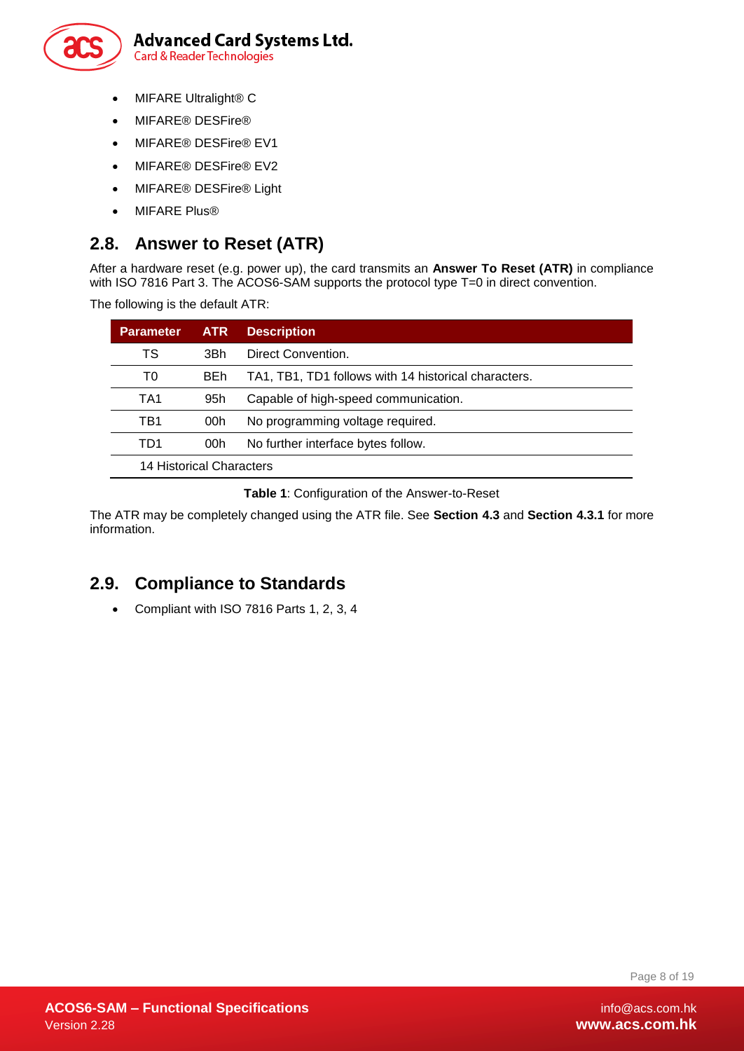- MIFARE Ultralight® C
- MIFARE® DESFire®
- MIFARE® DESFire® EV1
- MIFARE® DESFire® EV2
- MIFARE® DESFire® Light
- MIFARE Plus®

## 2.8. Answer to Reset (ATR)

After a hardware reset (e.g. power up), the card transmits an **Answer To Reset (ATR)** in compliance with ISO 7816 Part 3. The ACOS6-SAM supports the protocol type T=0 in direct convention.

The following is the default ATR:

| Parameter | ATR | Description |
|---|---|---|
| TS | 3Bh | Direct Convention. |
| T0 | BEh | TA1, TB1, TD1 follows with 14 historical characters. |
| TA1 | 95h | Capable of high-speed communication. |
| TB1 | 00h | No programming voltage required. |
| TD1 | 00h | No further interface bytes follow. |
| 14 Historical Characters | | |

**Table 1**: Configuration of the Answer-to-Reset

The ATR may be completely changed using the ATR file. See **Section 4.3** and **Section 4.3.1** for more information.

## 2.9. Compliance to Standards

- Compliant with ISO 7816 Parts 1, 2, 3, 4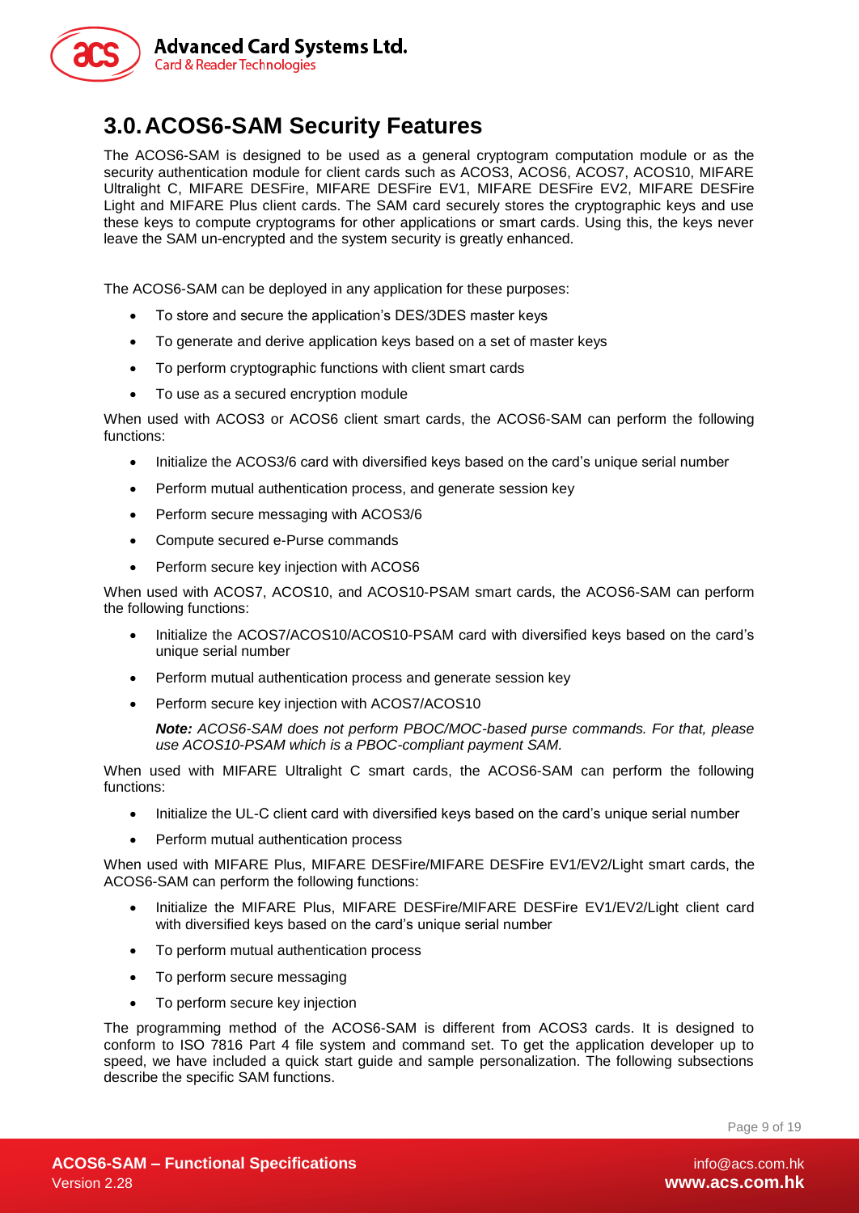# 3.0. ACOS6-SAM Security Features

The ACOS6-SAM is designed to be used as a general cryptogram computation module or as the security authentication module for client cards such as ACOS3, ACOS6, ACOS7, ACOS10, MIFARE Ultralight C, MIFARE DESFire, MIFARE DESFire EV1, MIFARE DESFire EV2, MIFARE DESFire Light and MIFARE Plus client cards. The SAM card securely stores the cryptographic keys and use these keys to compute cryptograms for other applications or smart cards. Using this, the keys never leave the SAM un-encrypted and the system security is greatly enhanced.

The ACOS6-SAM can be deployed in any application for these purposes:

- To store and secure the application's DES/3DES master keys
- To generate and derive application keys based on a set of master keys
- To perform cryptographic functions with client smart cards
- To use as a secured encryption module

When used with ACOS3 or ACOS6 client smart cards, the ACOS6-SAM can perform the following functions:

- Initialize the ACOS3/6 card with diversified keys based on the card's unique serial number
- Perform mutual authentication process, and generate session key
- Perform secure messaging with ACOS3/6
- Compute secured e-Purse commands
- Perform secure key injection with ACOS6

When used with ACOS7, ACOS10, and ACOS10-PSAM smart cards, the ACOS6-SAM can perform the following functions:

- Initialize the ACOS7/ACOS10/ACOS10-PSAM card with diversified keys based on the card's unique serial number
- Perform mutual authentication process and generate session key
- Perform secure key injection with ACOS7/ACOS10

  ***Note:*** *ACOS6-SAM does not perform PBOC/MOC-based purse commands. For that, please use ACOS10-PSAM which is a PBOC-compliant payment SAM.*

When used with MIFARE Ultralight C smart cards, the ACOS6-SAM can perform the following functions:

- Initialize the UL-C client card with diversified keys based on the card's unique serial number
- Perform mutual authentication process

When used with MIFARE Plus, MIFARE DESFire/MIFARE DESFire EV1/EV2/Light smart cards, the ACOS6-SAM can perform the following functions:

- Initialize the MIFARE Plus, MIFARE DESFire/MIFARE DESFire EV1/EV2/Light client card with diversified keys based on the card's unique serial number
- To perform mutual authentication process
- To perform secure messaging
- To perform secure key injection

The programming method of the ACOS6-SAM is different from ACOS3 cards. It is designed to conform to ISO 7816 Part 4 file system and command set. To get the application developer up to speed, we have included a quick start guide and sample personalization. The following subsections describe the specific SAM functions.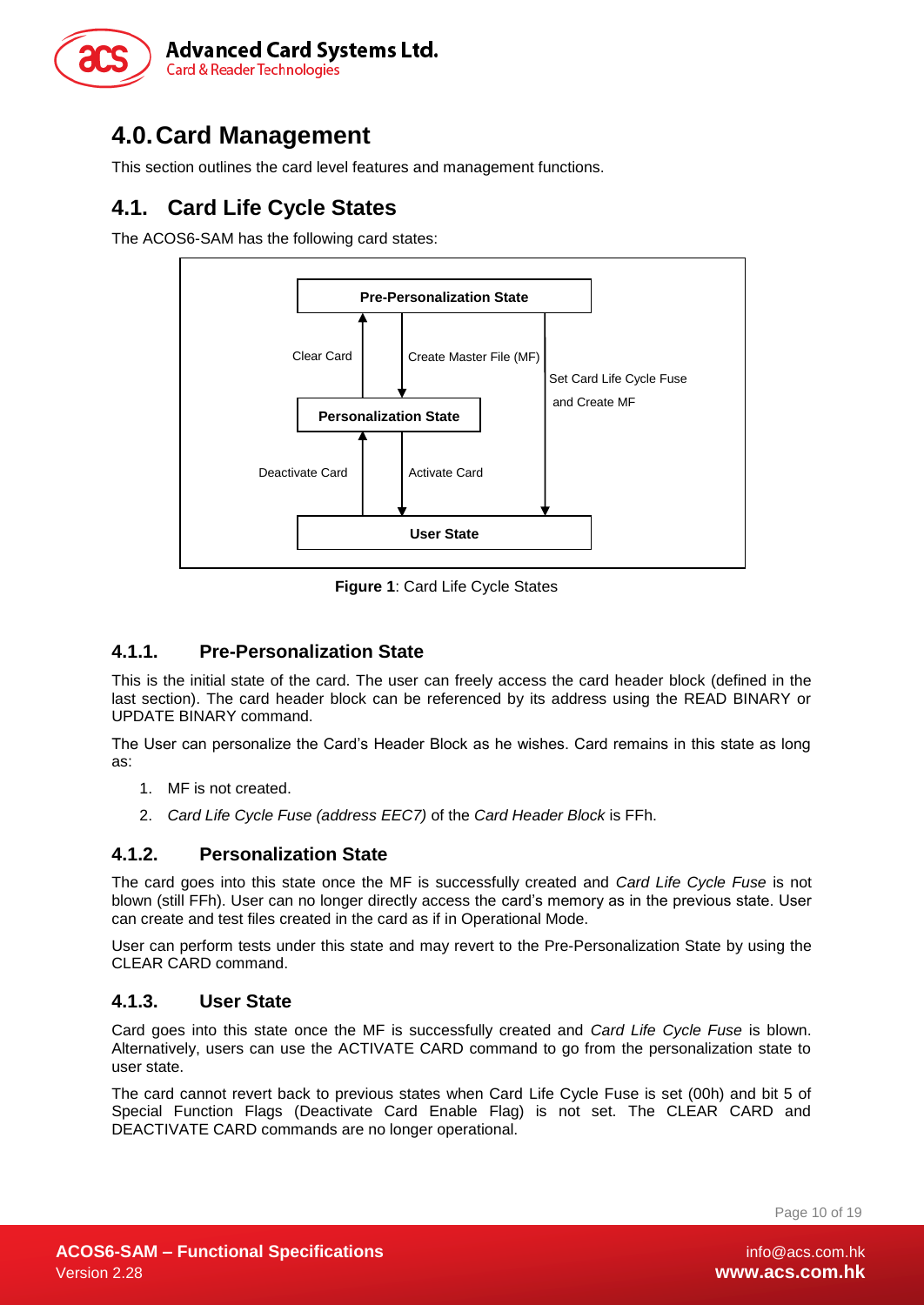# 4.0. Card Management

This section outlines the card level features and management functions.

## 4.1. Card Life Cycle States

The ACOS6-SAM has the following card states:

**Figure 1**: Card Life Cycle States

### 4.1.1. Pre-Personalization State

This is the initial state of the card. The user can freely access the card header block (defined in the last section). The card header block can be referenced by its address using the READ BINARY or UPDATE BINARY command.

The User can personalize the Card's Header Block as he wishes. Card remains in this state as long as:

1. MF is not created.
2. *Card Life Cycle Fuse (address EEC7)* of the *Card Header Block* is FFh.

### 4.1.2. Personalization State

The card goes into this state once the MF is successfully created and *Card Life Cycle Fuse* is not blown (still FFh). User can no longer directly access the card's memory as in the previous state. User can create and test files created in the card as if in Operational Mode.

User can perform tests under this state and may revert to the Pre-Personalization State by using the CLEAR CARD command.

### 4.1.3. User State

Card goes into this state once the MF is successfully created and *Card Life Cycle Fuse* is blown. Alternatively, users can use the ACTIVATE CARD command to go from the personalization state to user state.

The card cannot revert back to previous states when Card Life Cycle Fuse is set (00h) and bit 5 of Special Function Flags (Deactivate Card Enable Flag) is not set. The CLEAR CARD and DEACTIVATE CARD commands are no longer operational.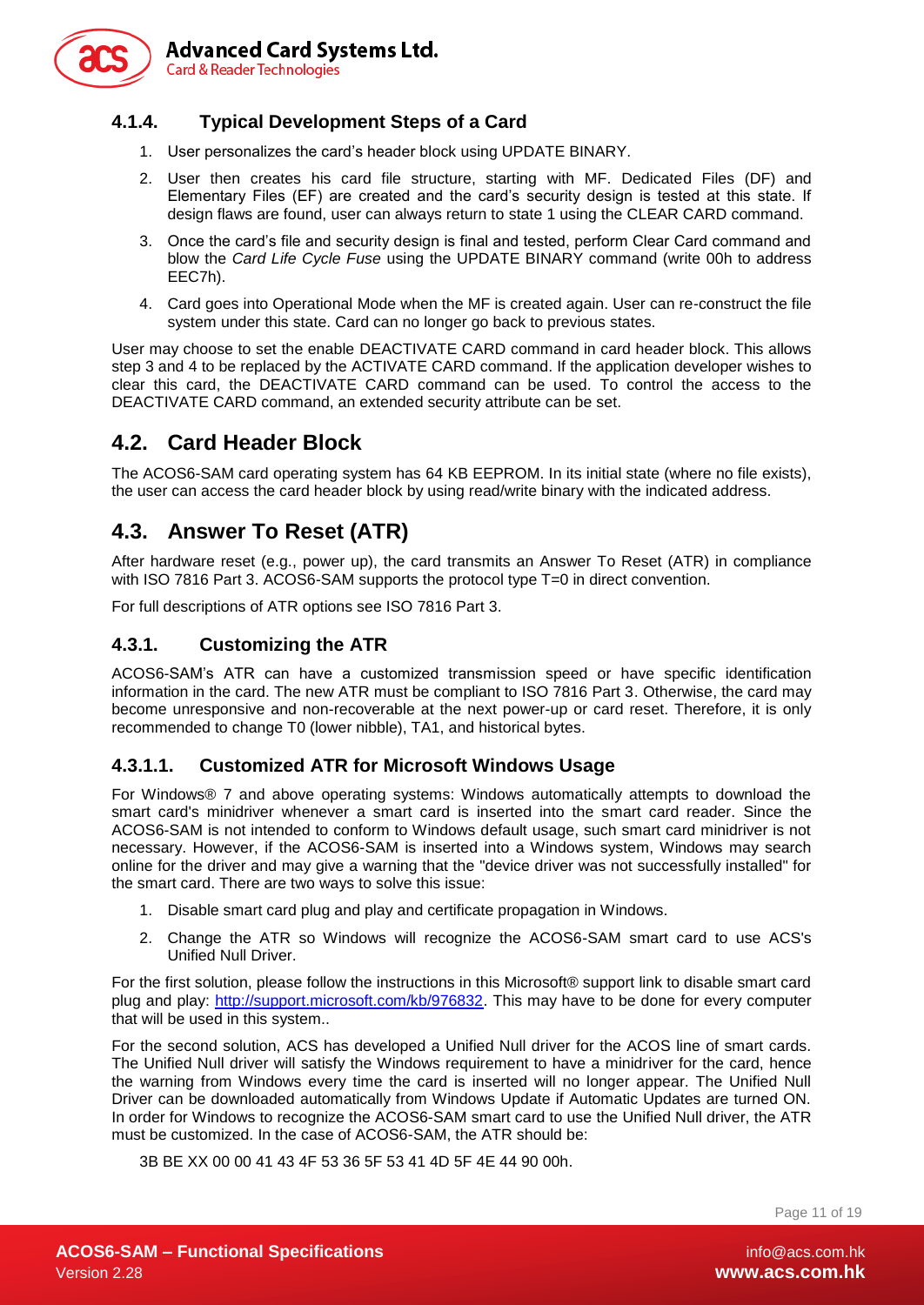### 4.1.4. Typical Development Steps of a Card

1. User personalizes the card's header block using UPDATE BINARY.
2. User then creates his card file structure, starting with MF. Dedicated Files (DF) and Elementary Files (EF) are created and the card's security design is tested at this state. If design flaws are found, user can always return to state 1 using the CLEAR CARD command.
3. Once the card's file and security design is final and tested, perform Clear Card command and blow the *Card Life Cycle Fuse* using the UPDATE BINARY command (write 00h to address EEC7h).
4. Card goes into Operational Mode when the MF is created again. User can re-construct the file system under this state. Card can no longer go back to previous states.

User may choose to set the enable DEACTIVATE CARD command in card header block. This allows step 3 and 4 to be replaced by the ACTIVATE CARD command. If the application developer wishes to clear this card, the DEACTIVATE CARD command can be used. To control the access to the DEACTIVATE CARD command, an extended security attribute can be set.

## 4.2. Card Header Block

The ACOS6-SAM card operating system has 64 KB EEPROM. In its initial state (where no file exists), the user can access the card header block by using read/write binary with the indicated address.

## 4.3. Answer To Reset (ATR)

After hardware reset (e.g., power up), the card transmits an Answer To Reset (ATR) in compliance with ISO 7816 Part 3. ACOS6-SAM supports the protocol type T=0 in direct convention.

For full descriptions of ATR options see ISO 7816 Part 3.

### 4.3.1. Customizing the ATR

ACOS6-SAM's ATR can have a customized transmission speed or have specific identification information in the card. The new ATR must be compliant to ISO 7816 Part 3. Otherwise, the card may become unresponsive and non-recoverable at the next power-up or card reset. Therefore, it is only recommended to change T0 (lower nibble), TA1, and historical bytes.

#### 4.3.1.1. Customized ATR for Microsoft Windows Usage

For Windows® 7 and above operating systems: Windows automatically attempts to download the smart card's minidriver whenever a smart card is inserted into the smart card reader. Since the ACOS6-SAM is not intended to conform to Windows default usage, such smart card minidriver is not necessary. However, if the ACOS6-SAM is inserted into a Windows system, Windows may search online for the driver and may give a warning that the "device driver was not successfully installed" for the smart card. There are two ways to solve this issue:

1. Disable smart card plug and play and certificate propagation in Windows.
2. Change the ATR so Windows will recognize the ACOS6-SAM smart card to use ACS's Unified Null Driver.

For the first solution, please follow the instructions in this Microsoft® support link to disable smart card plug and play: [http://support.microsoft.com/kb/976832](http://support.microsoft.com/kb/976832). This may have to be done for every computer that will be used in this system..

For the second solution, ACS has developed a Unified Null driver for the ACOS line of smart cards. The Unified Null driver will satisfy the Windows requirement to have a minidriver for the card, hence the warning from Windows every time the card is inserted will no longer appear. The Unified Null Driver can be downloaded automatically from Windows Update if Automatic Updates are turned ON. In order for Windows to recognize the ACOS6-SAM smart card to use the Unified Null driver, the ATR must be customized. In the case of ACOS6-SAM, the ATR should be:

3B BE XX 00 00 41 43 4F 53 36 5F 53 41 4D 5F 4E 44 90 00h.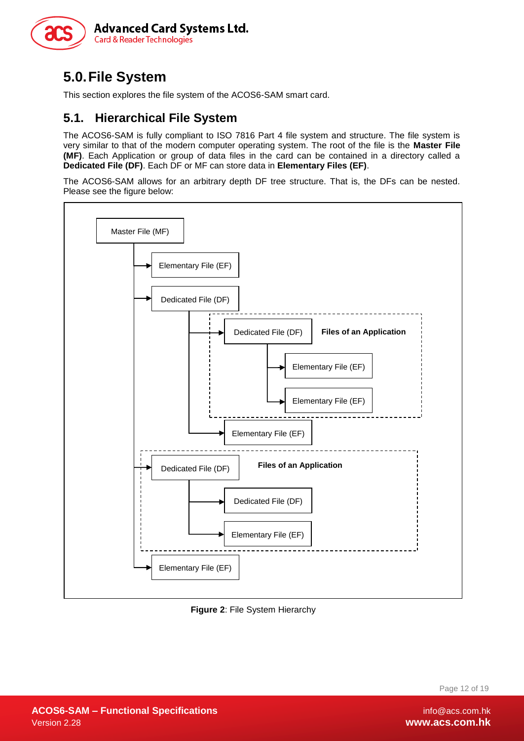# 5.0. File System

This section explores the file system of the ACOS6-SAM smart card.

## 5.1. Hierarchical File System

The ACOS6-SAM is fully compliant to ISO 7816 Part 4 file system and structure. The file system is very similar to that of the modern computer operating system. The root of the file is the **Master File (MF)**. Each Application or group of data files in the card can be contained in a directory called a **Dedicated File (DF)**. Each DF or MF can store data in **Elementary Files (EF)**.

The ACOS6-SAM allows for an arbitrary depth DF tree structure. That is, the DFs can be nested. Please see the figure below:

```
Master File (MF)
├── Elementary File (EF)
├── Dedicated File (DF)
│   ├── Dedicated File (DF)          [Files of an Application]
│   │   ├── Elementary File (EF)
│   │   └── Elementary File (EF)
│   └── Elementary File (EF)
├── Dedicated File (DF)              [Files of an Application]
│   ├── Dedicated File (DF)
│   └── Elementary File (EF)
└── Elementary File (EF)
```

**Figure 2**: File System Hierarchy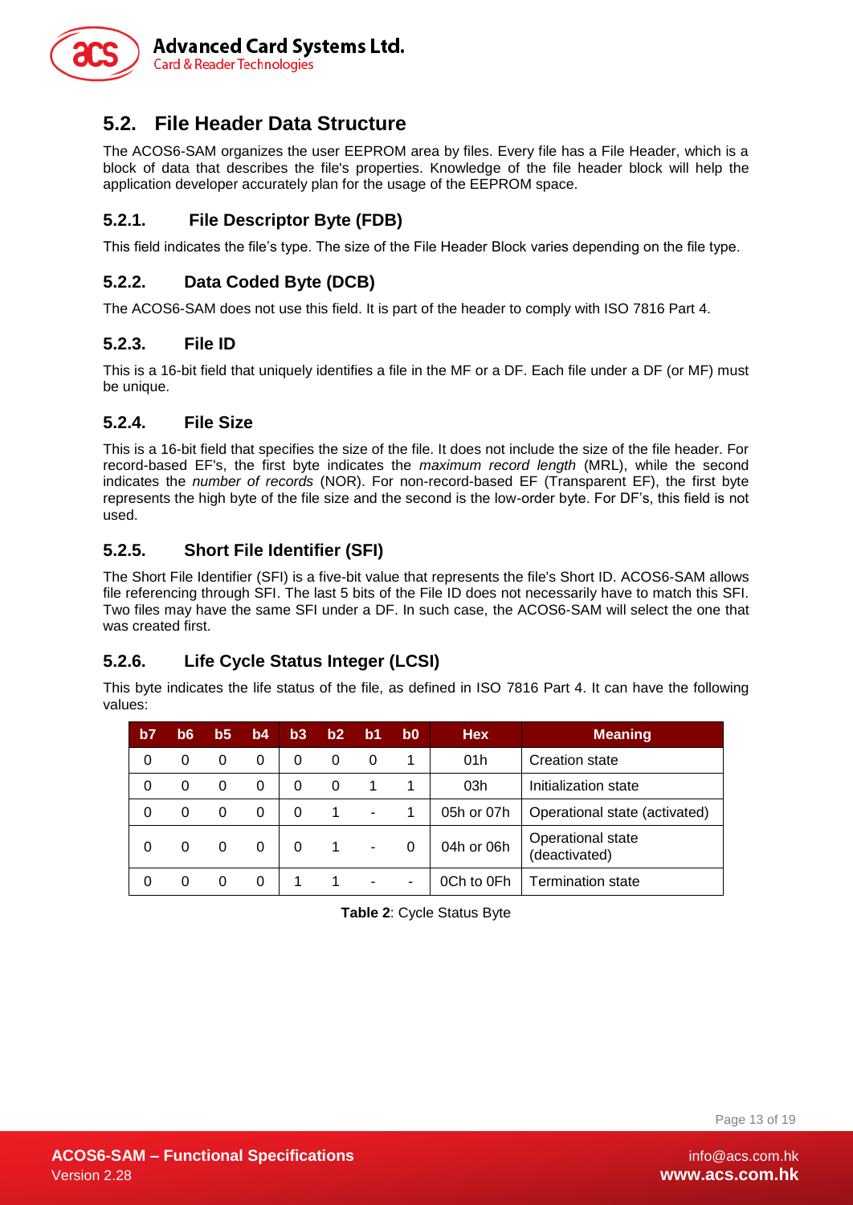## 5.2. File Header Data Structure

The ACOS6-SAM organizes the user EEPROM area by files. Every file has a File Header, which is a block of data that describes the file's properties. Knowledge of the file header block will help the application developer accurately plan for the usage of the EEPROM space.

### 5.2.1. File Descriptor Byte (FDB)

This field indicates the file's type. The size of the File Header Block varies depending on the file type.

### 5.2.2. Data Coded Byte (DCB)

The ACOS6-SAM does not use this field. It is part of the header to comply with ISO 7816 Part 4.

### 5.2.3. File ID

This is a 16-bit field that uniquely identifies a file in the MF or a DF. Each file under a DF (or MF) must be unique.

### 5.2.4. File Size

This is a 16-bit field that specifies the size of the file. It does not include the size of the file header. For record-based EF's, the first byte indicates the *maximum record length* (MRL), while the second indicates the *number of records* (NOR). For non-record-based EF (Transparent EF), the first byte represents the high byte of the file size and the second is the low-order byte. For DF's, this field is not used.

### 5.2.5. Short File Identifier (SFI)

The Short File Identifier (SFI) is a five-bit value that represents the file's Short ID. ACOS6-SAM allows file referencing through SFI. The last 5 bits of the File ID does not necessarily have to match this SFI. Two files may have the same SFI under a DF. In such case, the ACOS6-SAM will select the one that was created first.

### 5.2.6. Life Cycle Status Integer (LCSI)

This byte indicates the life status of the file, as defined in ISO 7816 Part 4. It can have the following values:

| b7 | b6 | b5 | b4 | b3 | b2 | b1 | b0 | Hex | Meaning |
|---|---|---|---|---|---|---|---|---|---|
| 0 | 0 | 0 | 0 | 0 | 0 | 0 | 1 | 01h | Creation state |
| 0 | 0 | 0 | 0 | 0 | 0 | 1 | 1 | 03h | Initialization state |
| 0 | 0 | 0 | 0 | 0 | 1 | - | 1 | 05h or 07h | Operational state (activated) |
| 0 | 0 | 0 | 0 | 0 | 1 | - | 0 | 04h or 06h | Operational state (deactivated) |
| 0 | 0 | 0 | 0 | 1 | 1 | - | - | 0Ch to 0Fh | Termination state |

**Table 2**: Cycle Status Byte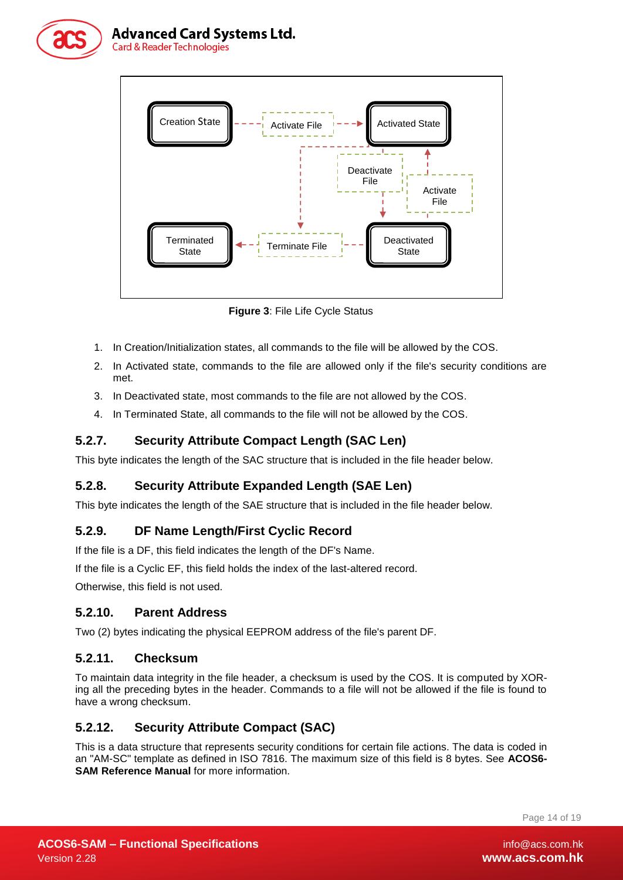Creation State

Activate File

Activated State

Deactivate File

Activate File

Terminated State

Terminate File

Deactivated State

**Figure 3**: File Life Cycle Status

1. In Creation/Initialization states, all commands to the file will be allowed by the COS.
2. In Activated state, commands to the file are allowed only if the file's security conditions are met.
3. In Deactivated state, most commands to the file are not allowed by the COS.
4. In Terminated State, all commands to the file will not be allowed by the COS.

### 5.2.7. Security Attribute Compact Length (SAC Len)

This byte indicates the length of the SAC structure that is included in the file header below.

### 5.2.8. Security Attribute Expanded Length (SAE Len)

This byte indicates the length of the SAE structure that is included in the file header below.

### 5.2.9. DF Name Length/First Cyclic Record

If the file is a DF, this field indicates the length of the DF's Name.

If the file is a Cyclic EF, this field holds the index of the last-altered record.

Otherwise, this field is not used.

### 5.2.10. Parent Address

Two (2) bytes indicating the physical EEPROM address of the file's parent DF.

### 5.2.11. Checksum

To maintain data integrity in the file header, a checksum is used by the COS. It is computed by XOR-ing all the preceding bytes in the header. Commands to a file will not be allowed if the file is found to have a wrong checksum.

### 5.2.12. Security Attribute Compact (SAC)

This is a data structure that represents security conditions for certain file actions. The data is coded in an "AM-SC" template as defined in ISO 7816. The maximum size of this field is 8 bytes. See **ACOS6-SAM Reference Manual** for more information.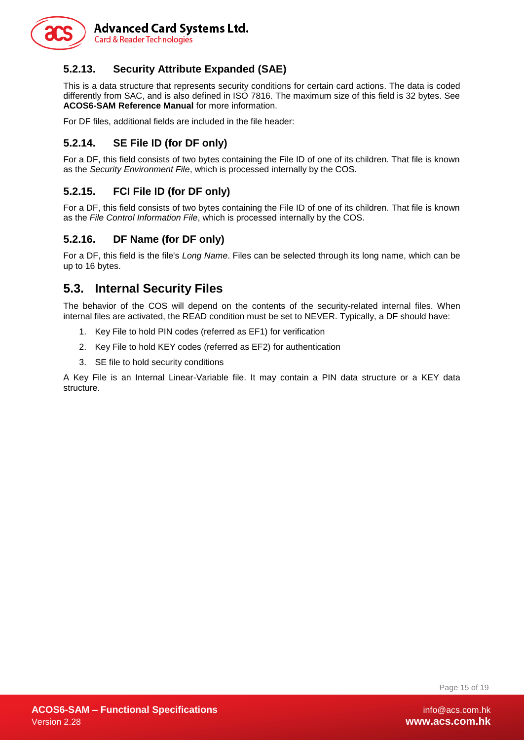### 5.2.13. Security Attribute Expanded (SAE)

This is a data structure that represents security conditions for certain card actions. The data is coded differently from SAC, and is also defined in ISO 7816. The maximum size of this field is 32 bytes. See **ACOS6-SAM Reference Manual** for more information.

For DF files, additional fields are included in the file header:

### 5.2.14. SE File ID (for DF only)

For a DF, this field consists of two bytes containing the File ID of one of its children. That file is known as the *Security Environment File*, which is processed internally by the COS.

### 5.2.15. FCI File ID (for DF only)

For a DF, this field consists of two bytes containing the File ID of one of its children. That file is known as the *File Control Information File*, which is processed internally by the COS.

### 5.2.16. DF Name (for DF only)

For a DF, this field is the file's *Long Name*. Files can be selected through its long name, which can be up to 16 bytes.

## 5.3. Internal Security Files

The behavior of the COS will depend on the contents of the security-related internal files. When internal files are activated, the READ condition must be set to NEVER. Typically, a DF should have:

1. Key File to hold PIN codes (referred as EF1) for verification
2. Key File to hold KEY codes (referred as EF2) for authentication
3. SE file to hold security conditions

A Key File is an Internal Linear-Variable file. It may contain a PIN data structure or a KEY data structure.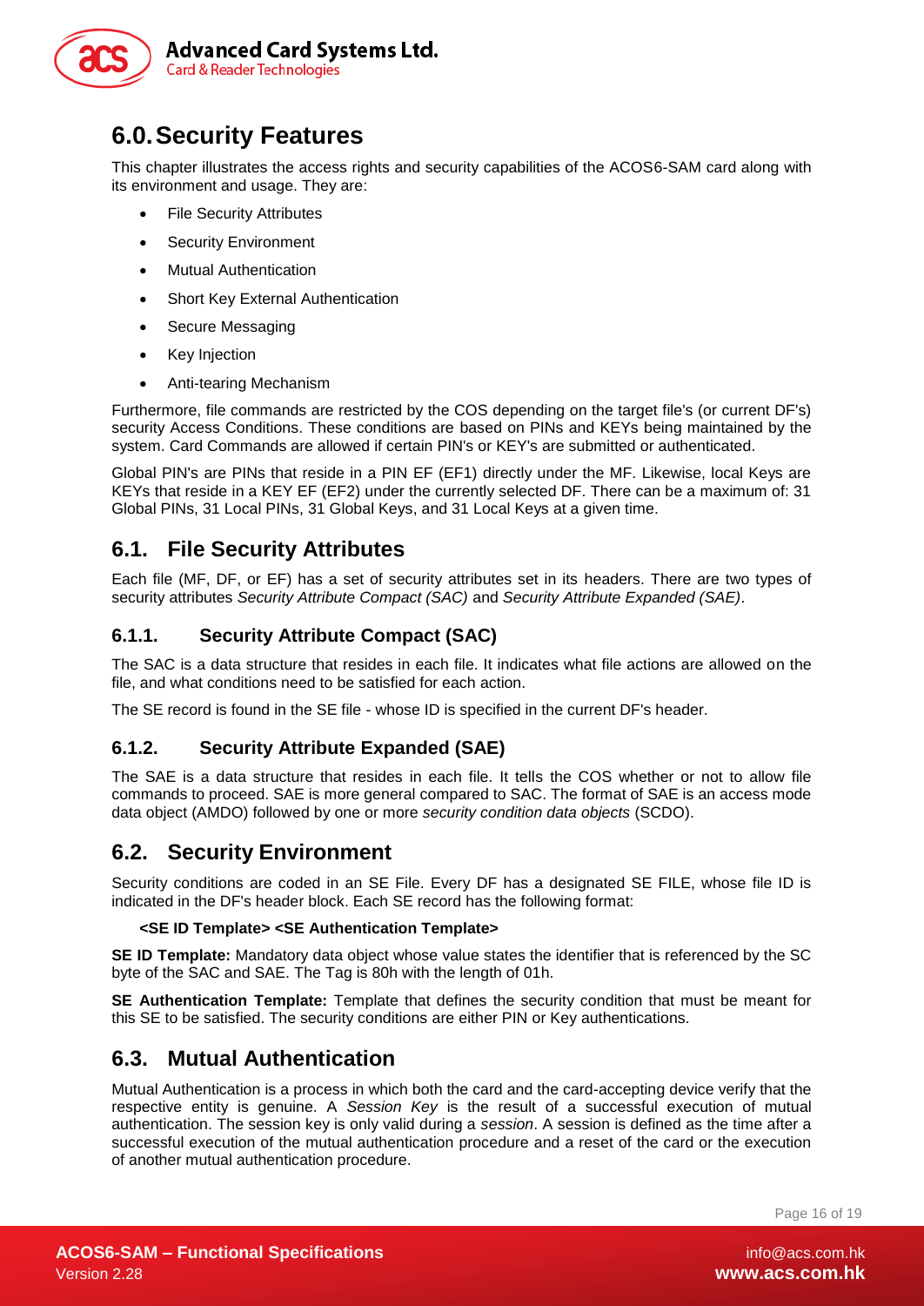# 6.0. Security Features

This chapter illustrates the access rights and security capabilities of the ACOS6-SAM card along with its environment and usage. They are:

- File Security Attributes
- Security Environment
- Mutual Authentication
- Short Key External Authentication
- Secure Messaging
- Key Injection
- Anti-tearing Mechanism

Furthermore, file commands are restricted by the COS depending on the target file's (or current DF's) security Access Conditions. These conditions are based on PINs and KEYs being maintained by the system. Card Commands are allowed if certain PIN's or KEY's are submitted or authenticated.

Global PIN's are PINs that reside in a PIN EF (EF1) directly under the MF. Likewise, local Keys are KEYs that reside in a KEY EF (EF2) under the currently selected DF. There can be a maximum of: 31 Global PINs, 31 Local PINs, 31 Global Keys, and 31 Local Keys at a given time.

## 6.1. File Security Attributes

Each file (MF, DF, or EF) has a set of security attributes set in its headers. There are two types of security attributes *Security Attribute Compact (SAC)* and *Security Attribute Expanded (SAE)*.

### 6.1.1. Security Attribute Compact (SAC)

The SAC is a data structure that resides in each file. It indicates what file actions are allowed on the file, and what conditions need to be satisfied for each action.

The SE record is found in the SE file - whose ID is specified in the current DF's header.

### 6.1.2. Security Attribute Expanded (SAE)

The SAE is a data structure that resides in each file. It tells the COS whether or not to allow file commands to proceed. SAE is more general compared to SAC. The format of SAE is an access mode data object (AMDO) followed by one or more *security condition data objects* (SCDO).

## 6.2. Security Environment

Security conditions are coded in an SE File. Every DF has a designated SE FILE, whose file ID is indicated in the DF's header block. Each SE record has the following format:

**<SE ID Template> <SE Authentication Template>**

**SE ID Template:** Mandatory data object whose value states the identifier that is referenced by the SC byte of the SAC and SAE. The Tag is 80h with the length of 01h.

**SE Authentication Template:** Template that defines the security condition that must be meant for this SE to be satisfied. The security conditions are either PIN or Key authentications.

## 6.3. Mutual Authentication

Mutual Authentication is a process in which both the card and the card-accepting device verify that the respective entity is genuine. A *Session Key* is the result of a successful execution of mutual authentication. The session key is only valid during a *session*. A session is defined as the time after a successful execution of the mutual authentication procedure and a reset of the card or the execution of another mutual authentication procedure.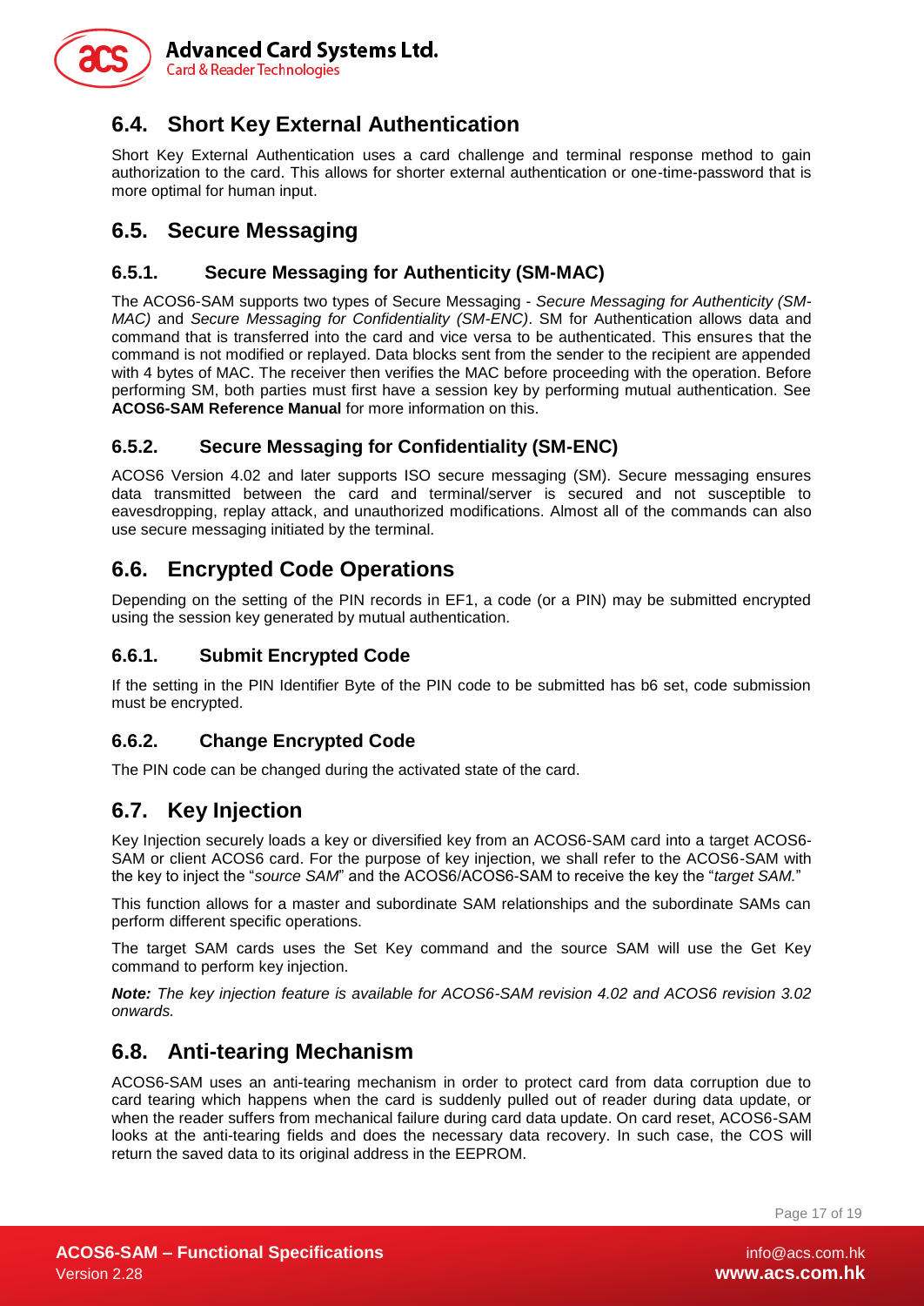## 6.4. Short Key External Authentication

Short Key External Authentication uses a card challenge and terminal response method to gain authorization to the card. This allows for shorter external authentication or one-time-password that is more optimal for human input.

## 6.5. Secure Messaging

### 6.5.1. Secure Messaging for Authenticity (SM-MAC)

The ACOS6-SAM supports two types of Secure Messaging - *Secure Messaging for Authenticity (SM-MAC)* and *Secure Messaging for Confidentiality (SM-ENC)*. SM for Authentication allows data and command that is transferred into the card and vice versa to be authenticated. This ensures that the command is not modified or replayed. Data blocks sent from the sender to the recipient are appended with 4 bytes of MAC. The receiver then verifies the MAC before proceeding with the operation. Before performing SM, both parties must first have a session key by performing mutual authentication. See **ACOS6-SAM Reference Manual** for more information on this.

### 6.5.2. Secure Messaging for Confidentiality (SM-ENC)

ACOS6 Version 4.02 and later supports ISO secure messaging (SM). Secure messaging ensures data transmitted between the card and terminal/server is secured and not susceptible to eavesdropping, replay attack, and unauthorized modifications. Almost all of the commands can also use secure messaging initiated by the terminal.

## 6.6. Encrypted Code Operations

Depending on the setting of the PIN records in EF1, a code (or a PIN) may be submitted encrypted using the session key generated by mutual authentication.

### 6.6.1. Submit Encrypted Code

If the setting in the PIN Identifier Byte of the PIN code to be submitted has b6 set, code submission must be encrypted.

### 6.6.2. Change Encrypted Code

The PIN code can be changed during the activated state of the card.

## 6.7. Key Injection

Key Injection securely loads a key or diversified key from an ACOS6-SAM card into a target ACOS6-SAM or client ACOS6 card. For the purpose of key injection, we shall refer to the ACOS6-SAM with the key to inject the "*source SAM*" and the ACOS6/ACOS6-SAM to receive the key the "*target SAM.*"

This function allows for a master and subordinate SAM relationships and the subordinate SAMs can perform different specific operations.

The target SAM cards uses the Set Key command and the source SAM will use the Get Key command to perform key injection.

***Note:*** *The key injection feature is available for ACOS6-SAM revision 4.02 and ACOS6 revision 3.02 onwards.*

## 6.8. Anti-tearing Mechanism

ACOS6-SAM uses an anti-tearing mechanism in order to protect card from data corruption due to card tearing which happens when the card is suddenly pulled out of reader during data update, or when the reader suffers from mechanical failure during card data update. On card reset, ACOS6-SAM looks at the anti-tearing fields and does the necessary data recovery. In such case, the COS will return the saved data to its original address in the EEPROM.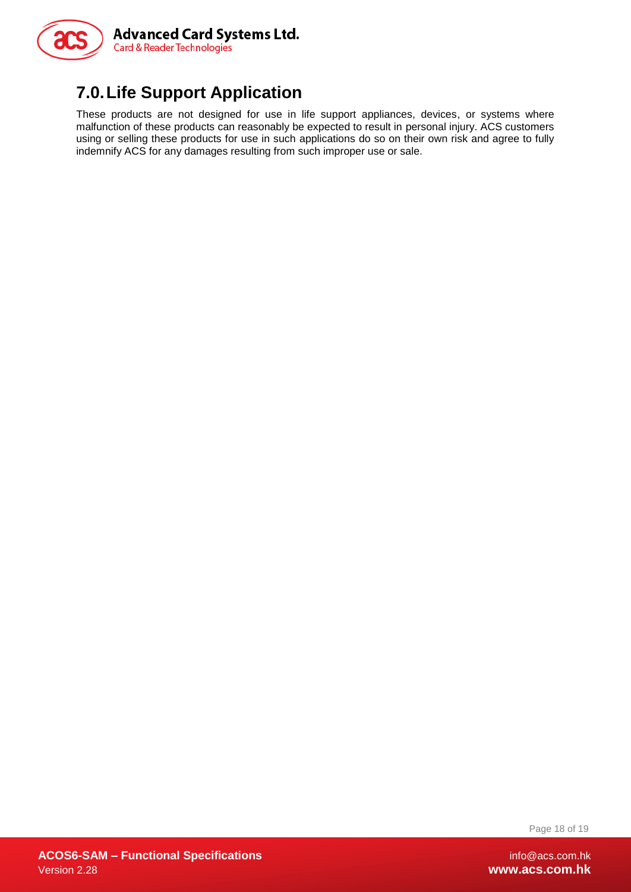# 7.0. Life Support Application

These products are not designed for use in life support appliances, devices, or systems where malfunction of these products can reasonably be expected to result in personal injury. ACS customers using or selling these products for use in such applications do so on their own risk and agree to fully indemnify ACS for any damages resulting from such improper use or sale.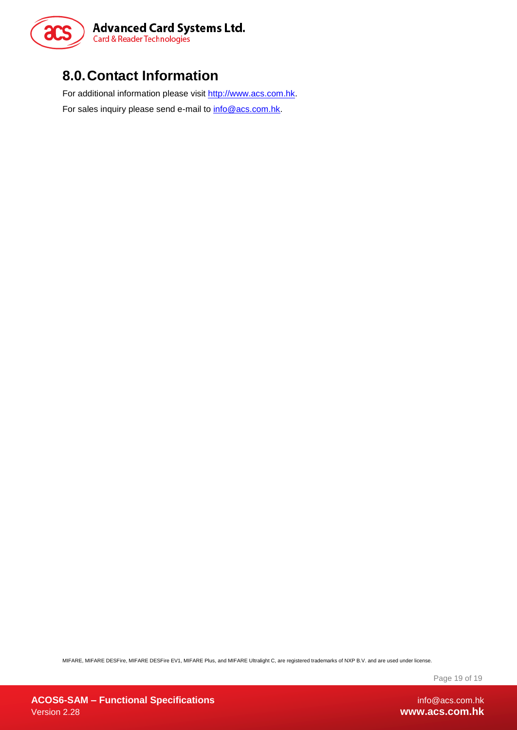# 8.0. Contact Information

For additional information please visit http://www.acs.com.hk.

For sales inquiry please send e-mail to info@acs.com.hk.

MIFARE, MIFARE DESFire, MIFARE DESFire EV1, MIFARE Plus, and MIFARE Ultralight C, are registered trademarks of NXP B.V. and are used under license.